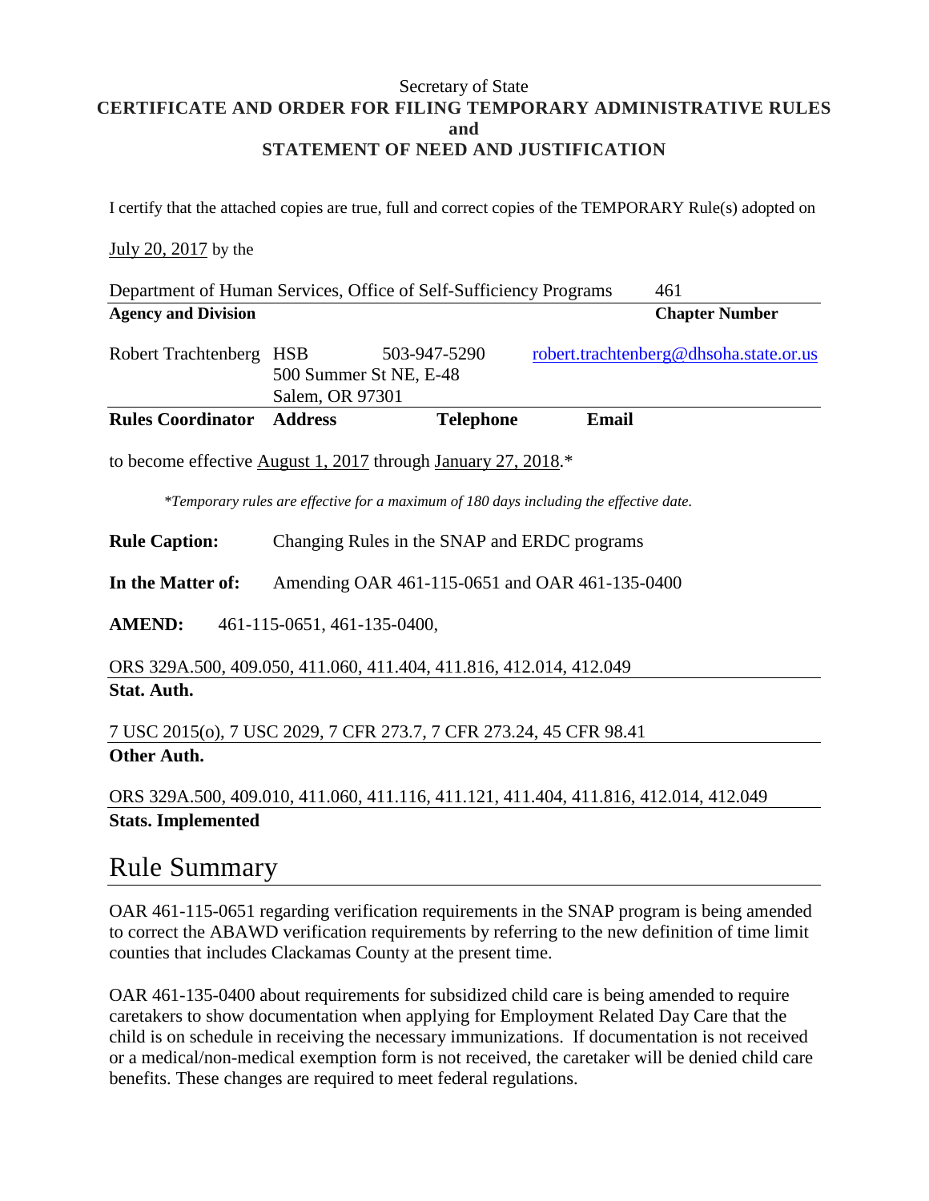Secretary of State

**CERTIFICATE AND ORDER FOR FILING TEMPORARY ADMINISTRATIVE RULES**
**and**
**STATEMENT OF NEED AND JUSTIFICATION**

I certify that the attached copies are true, full and correct copies of the TEMPORARY Rule(s) adopted on

July 20, 2017 by the

| Department of Human Services, Office of Self-Sufficiency Programs | 461 |
|---|---|
| **Agency and Division** | **Chapter Number** |

| Robert Trachtenberg | HSB 500 Summer St NE, E-48 Salem, OR 97301 | 503-947-5290 | robert.trachtenberg@dhsoha.state.or.us |
|---|---|---|---|
| **Rules Coordinator** | **Address** | **Telephone** | **Email** |

to become effective August 1, 2017 through January 27, 2018.*

*\*Temporary rules are effective for a maximum of 180 days including the effective date.*

**Rule Caption:** Changing Rules in the SNAP and ERDC programs

**In the Matter of:** Amending OAR 461-115-0651 and OAR 461-135-0400

**AMEND:** 461-115-0651, 461-135-0400,

ORS 329A.500, 409.050, 411.060, 411.404, 411.816, 412.014, 412.049
**Stat. Auth.**

7 USC 2015(o), 7 USC 2029, 7 CFR 273.7, 7 CFR 273.24, 45 CFR 98.41
**Other Auth.**

ORS 329A.500, 409.010, 411.060, 411.116, 411.121, 411.404, 411.816, 412.014, 412.049
**Stats. Implemented**

# Rule Summary

OAR 461-115-0651 regarding verification requirements in the SNAP program is being amended to correct the ABAWD verification requirements by referring to the new definition of time limit counties that includes Clackamas County at the present time.

OAR 461-135-0400 about requirements for subsidized child care is being amended to require caretakers to show documentation when applying for Employment Related Day Care that the child is on schedule in receiving the necessary immunizations. If documentation is not received or a medical/non-medical exemption form is not received, the caretaker will be denied child care benefits. These changes are required to meet federal regulations.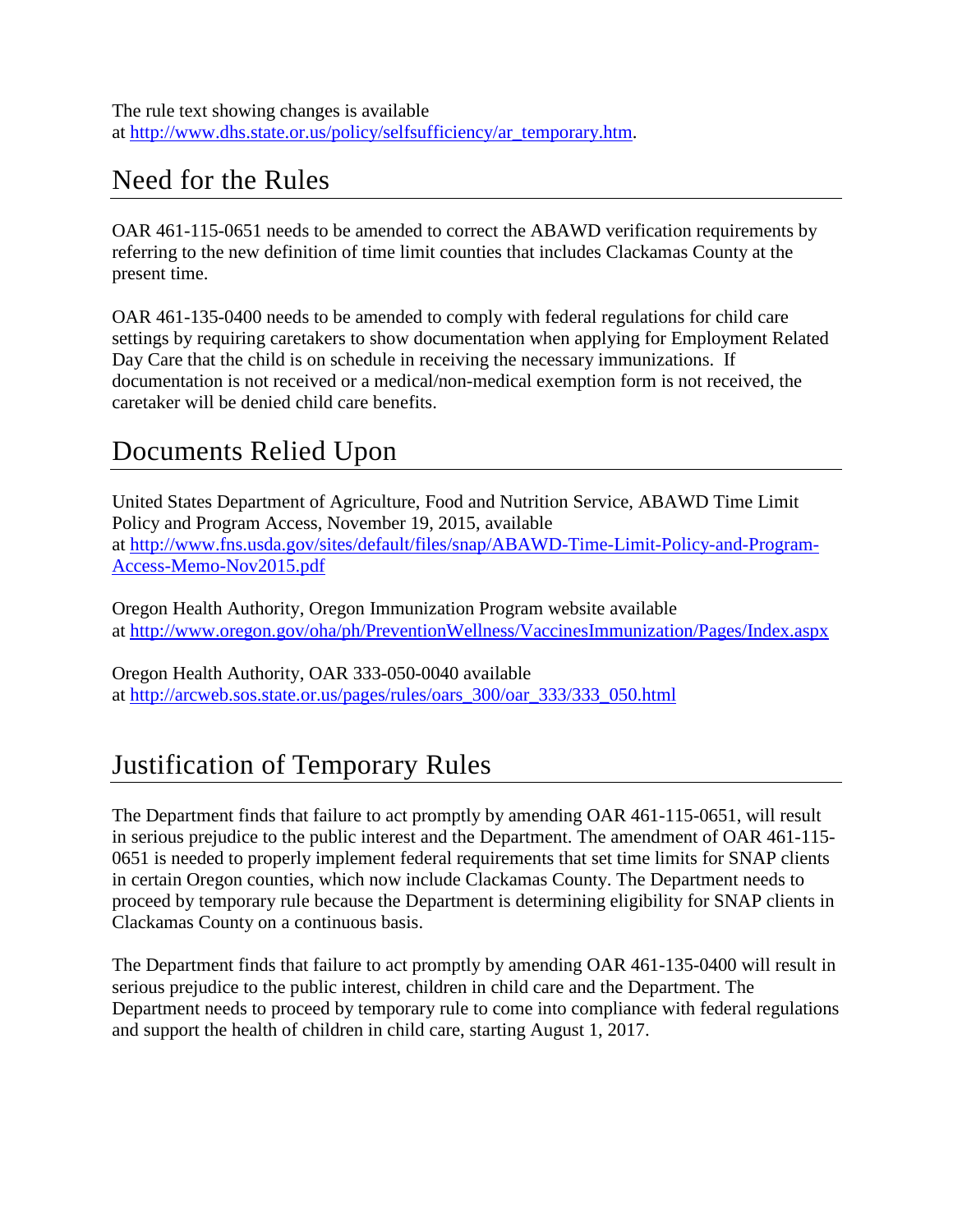The rule text showing changes is available at http://www.dhs.state.or.us/policy/selfsufficiency/ar_temporary.htm.

## Need for the Rules

OAR 461-115-0651 needs to be amended to correct the ABAWD verification requirements by referring to the new definition of time limit counties that includes Clackamas County at the present time.

OAR 461-135-0400 needs to be amended to comply with federal regulations for child care settings by requiring caretakers to show documentation when applying for Employment Related Day Care that the child is on schedule in receiving the necessary immunizations. If documentation is not received or a medical/non-medical exemption form is not received, the caretaker will be denied child care benefits.

## Documents Relied Upon

United States Department of Agriculture, Food and Nutrition Service, ABAWD Time Limit Policy and Program Access, November 19, 2015, available at http://www.fns.usda.gov/sites/default/files/snap/ABAWD-Time-Limit-Policy-and-Program-Access-Memo-Nov2015.pdf

Oregon Health Authority, Oregon Immunization Program website available at http://www.oregon.gov/oha/ph/PreventionWellness/VaccinesImmunization/Pages/Index.aspx

Oregon Health Authority, OAR 333-050-0040 available at http://arcweb.sos.state.or.us/pages/rules/oars_300/oar_333/333_050.html

## Justification of Temporary Rules

The Department finds that failure to act promptly by amending OAR 461-115-0651, will result in serious prejudice to the public interest and the Department. The amendment of OAR 461-115-0651 is needed to properly implement federal requirements that set time limits for SNAP clients in certain Oregon counties, which now include Clackamas County. The Department needs to proceed by temporary rule because the Department is determining eligibility for SNAP clients in Clackamas County on a continuous basis.

The Department finds that failure to act promptly by amending OAR 461-135-0400 will result in serious prejudice to the public interest, children in child care and the Department. The Department needs to proceed by temporary rule to come into compliance with federal regulations and support the health of children in child care, starting August 1, 2017.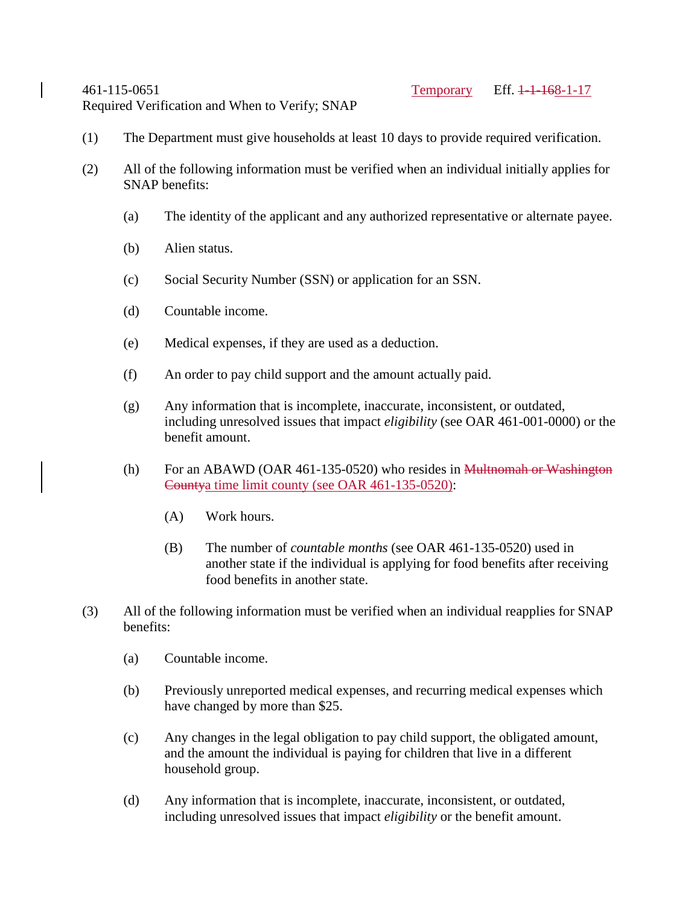461-115-0651 Temporary Eff. ~~1-1-16~~8-1-17

Required Verification and When to Verify; SNAP

(1) The Department must give households at least 10 days to provide required verification.

(2) All of the following information must be verified when an individual initially applies for SNAP benefits:

- (a) The identity of the applicant and any authorized representative or alternate payee.
- (b) Alien status.
- (c) Social Security Number (SSN) or application for an SSN.
- (d) Countable income.
- (e) Medical expenses, if they are used as a deduction.
- (f) An order to pay child support and the amount actually paid.
- (g) Any information that is incomplete, inaccurate, inconsistent, or outdated, including unresolved issues that impact *eligibility* (see OAR 461-001-0000) or the benefit amount.
- (h) For an ABAWD (OAR 461-135-0520) who resides in ~~Multnomah or Washington County~~a time limit county (see OAR 461-135-0520):
  - (A) Work hours.
  - (B) The number of *countable months* (see OAR 461-135-0520) used in another state if the individual is applying for food benefits after receiving food benefits in another state.

(3) All of the following information must be verified when an individual reapplies for SNAP benefits:

- (a) Countable income.
- (b) Previously unreported medical expenses, and recurring medical expenses which have changed by more than $25.
- (c) Any changes in the legal obligation to pay child support, the obligated amount, and the amount the individual is paying for children that live in a different household group.
- (d) Any information that is incomplete, inaccurate, inconsistent, or outdated, including unresolved issues that impact *eligibility* or the benefit amount.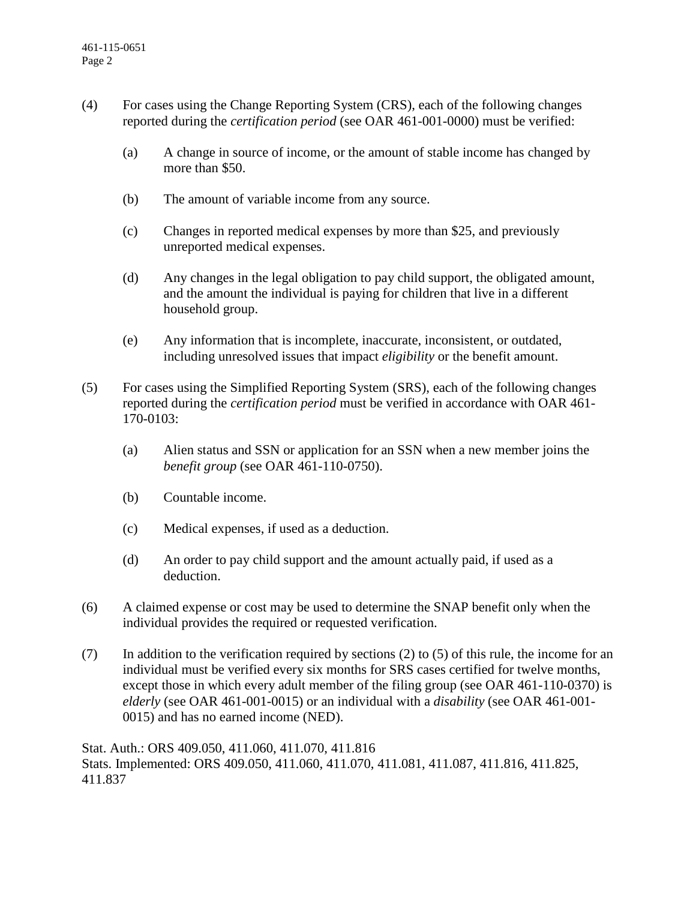(4) For cases using the Change Reporting System (CRS), each of the following changes reported during the *certification period* (see OAR 461-001-0000) must be verified:

  (a) A change in source of income, or the amount of stable income has changed by more than $50.

  (b) The amount of variable income from any source.

  (c) Changes in reported medical expenses by more than $25, and previously unreported medical expenses.

  (d) Any changes in the legal obligation to pay child support, the obligated amount, and the amount the individual is paying for children that live in a different household group.

  (e) Any information that is incomplete, inaccurate, inconsistent, or outdated, including unresolved issues that impact *eligibility* or the benefit amount.

(5) For cases using the Simplified Reporting System (SRS), each of the following changes reported during the *certification period* must be verified in accordance with OAR 461-170-0103:

  (a) Alien status and SSN or application for an SSN when a new member joins the *benefit group* (see OAR 461-110-0750).

  (b) Countable income.

  (c) Medical expenses, if used as a deduction.

  (d) An order to pay child support and the amount actually paid, if used as a deduction.

(6) A claimed expense or cost may be used to determine the SNAP benefit only when the individual provides the required or requested verification.

(7) In addition to the verification required by sections (2) to (5) of this rule, the income for an individual must be verified every six months for SRS cases certified for twelve months, except those in which every adult member of the filing group (see OAR 461-110-0370) is *elderly* (see OAR 461-001-0015) or an individual with a *disability* (see OAR 461-001-0015) and has no earned income (NED).

Stat. Auth.: ORS 409.050, 411.060, 411.070, 411.816
Stats. Implemented: ORS 409.050, 411.060, 411.070, 411.081, 411.087, 411.816, 411.825, 411.837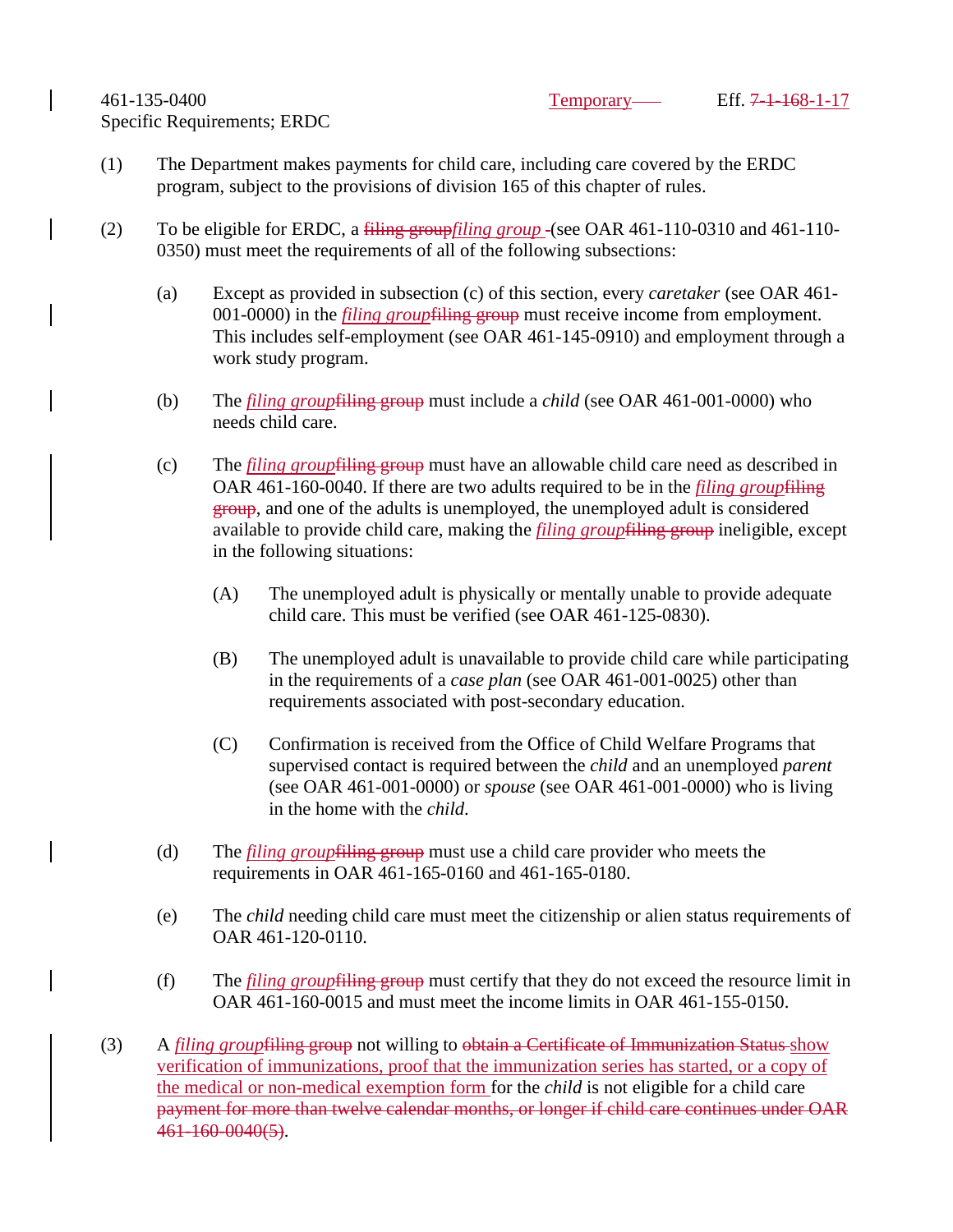461-135-0400 Temporary Eff. ~~7-1-16~~8-1-17
Specific Requirements; ERDC

(1) The Department makes payments for child care, including care covered by the ERDC program, subject to the provisions of division 165 of this chapter of rules.

(2) To be eligible for ERDC, a ~~filing group~~*filing group* -(see OAR 461-110-0310 and 461-110-0350) must meet the requirements of all of the following subsections:

   (a) Except as provided in subsection (c) of this section, every *caretaker* (see OAR 461-001-0000) in the *filing group*~~filing group~~ must receive income from employment. This includes self-employment (see OAR 461-145-0910) and employment through a work study program.

   (b) The *filing group*~~filing group~~ must include a *child* (see OAR 461-001-0000) who needs child care.

   (c) The *filing group*~~filing group~~ must have an allowable child care need as described in OAR 461-160-0040. If there are two adults required to be in the *filing group*~~filing group~~, and one of the adults is unemployed, the unemployed adult is considered available to provide child care, making the *filing group*~~filing group~~ ineligible, except in the following situations:

      (A) The unemployed adult is physically or mentally unable to provide adequate child care. This must be verified (see OAR 461-125-0830).

      (B) The unemployed adult is unavailable to provide child care while participating in the requirements of a *case plan* (see OAR 461-001-0025) other than requirements associated with post-secondary education.

      (C) Confirmation is received from the Office of Child Welfare Programs that supervised contact is required between the *child* and an unemployed *parent* (see OAR 461-001-0000) or *spouse* (see OAR 461-001-0000) who is living in the home with the *child*.

   (d) The *filing group*~~filing group~~ must use a child care provider who meets the requirements in OAR 461-165-0160 and 461-165-0180.

   (e) The *child* needing child care must meet the citizenship or alien status requirements of OAR 461-120-0110.

   (f) The *filing group*~~filing group~~ must certify that they do not exceed the resource limit in OAR 461-160-0015 and must meet the income limits in OAR 461-155-0150.

(3) A *filing group*~~filing group~~ not willing to ~~obtain a Certificate of Immunization Status~~ show verification of immunizations, proof that the immunization series has started, or a copy of the medical or non-medical exemption form for the *child* is not eligible for a child care ~~payment for more than twelve calendar months, or longer if child care continues under OAR 461-160-0040(5)~~.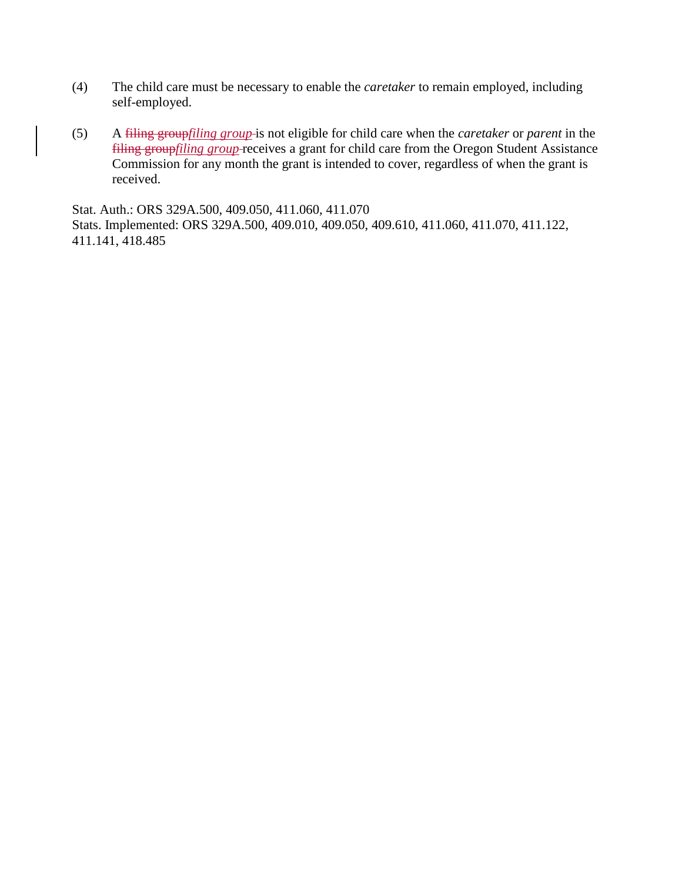(4) The child care must be necessary to enable the *caretaker* to remain employed, including self-employed.

(5) A ~~filing group~~*filing group* is not eligible for child care when the *caretaker* or *parent* in the ~~filing group~~*filing group* receives a grant for child care from the Oregon Student Assistance Commission for any month the grant is intended to cover, regardless of when the grant is received.

Stat. Auth.: ORS 329A.500, 409.050, 411.060, 411.070
Stats. Implemented: ORS 329A.500, 409.010, 409.050, 409.610, 411.060, 411.070, 411.122, 411.141, 418.485